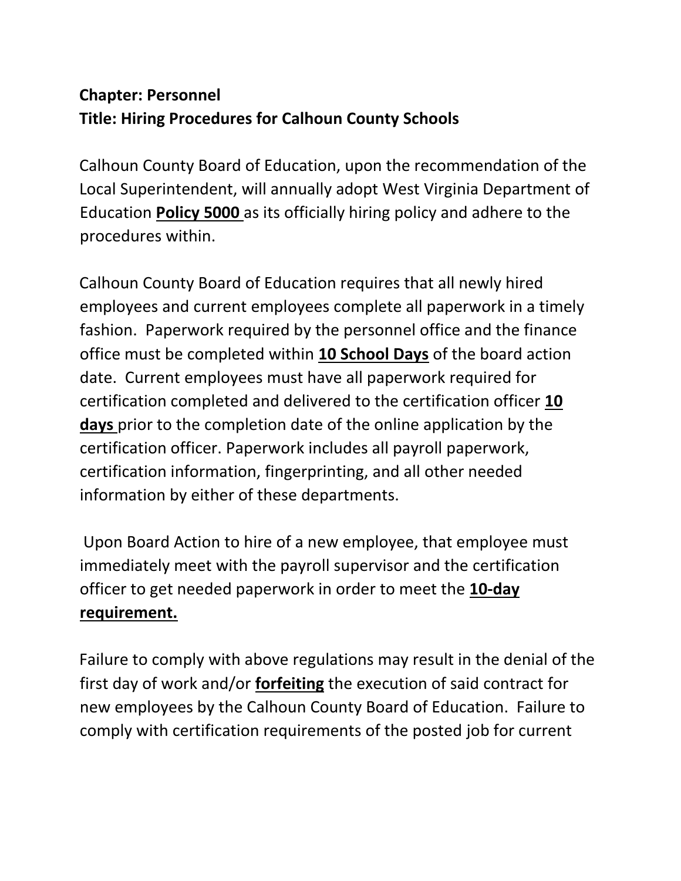**Chapter: Personnel**
**Title: Hiring Procedures for Calhoun County Schools**

Calhoun County Board of Education, upon the recommendation of the Local Superintendent, will annually adopt West Virginia Department of Education **Policy 5000** as its officially hiring policy and adhere to the procedures within.

Calhoun County Board of Education requires that all newly hired employees and current employees complete all paperwork in a timely fashion. Paperwork required by the personnel office and the finance office must be completed within **10 School Days** of the board action date. Current employees must have all paperwork required for certification completed and delivered to the certification officer **10 days** prior to the completion date of the online application by the certification officer. Paperwork includes all payroll paperwork, certification information, fingerprinting, and all other needed information by either of these departments.

Upon Board Action to hire of a new employee, that employee must immediately meet with the payroll supervisor and the certification officer to get needed paperwork in order to meet the **10-day requirement.**

Failure to comply with above regulations may result in the denial of the first day of work and/or **forfeiting** the execution of said contract for new employees by the Calhoun County Board of Education. Failure to comply with certification requirements of the posted job for current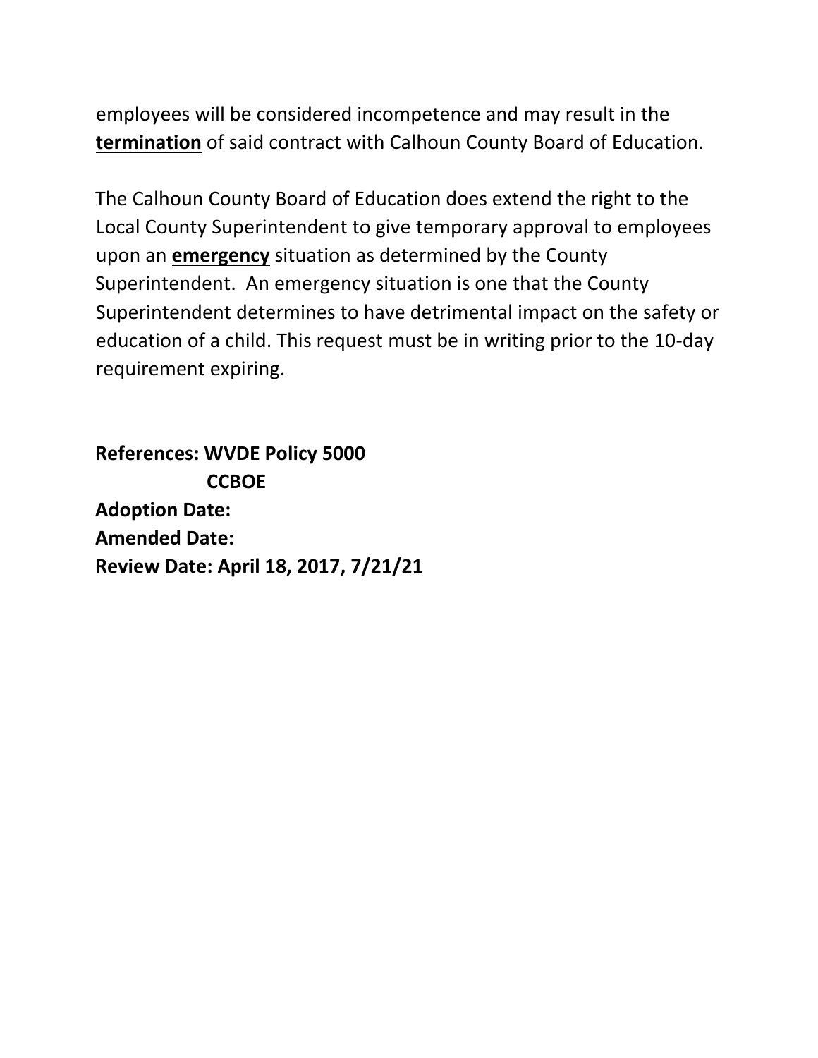employees will be considered incompetence and may result in the **termination** of said contract with Calhoun County Board of Education.

The Calhoun County Board of Education does extend the right to the Local County Superintendent to give temporary approval to employees upon an **emergency** situation as determined by the County Superintendent. An emergency situation is one that the County Superintendent determines to have detrimental impact on the safety or education of a child. This request must be in writing prior to the 10-day requirement expiring.

**References: WVDE Policy 5000**
**CCBOE**
**Adoption Date:**
**Amended Date:**
**Review Date: April 18, 2017, 7/21/21**